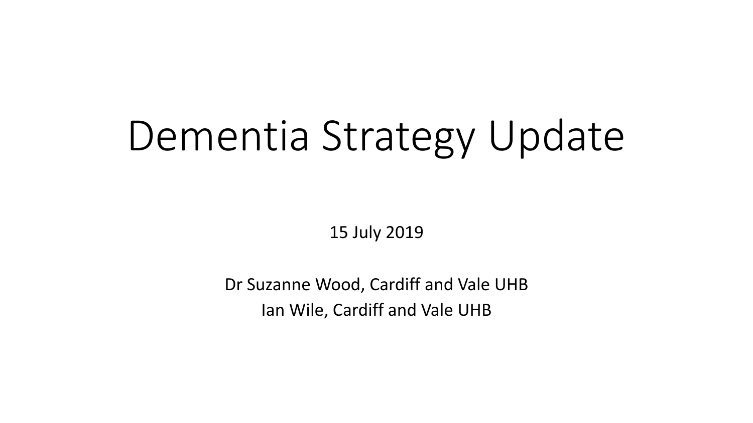# Dementia Strategy Update

15 July 2019

Dr Suzanne Wood, Cardiff and Vale UHB
Ian Wile, Cardiff and Vale UHB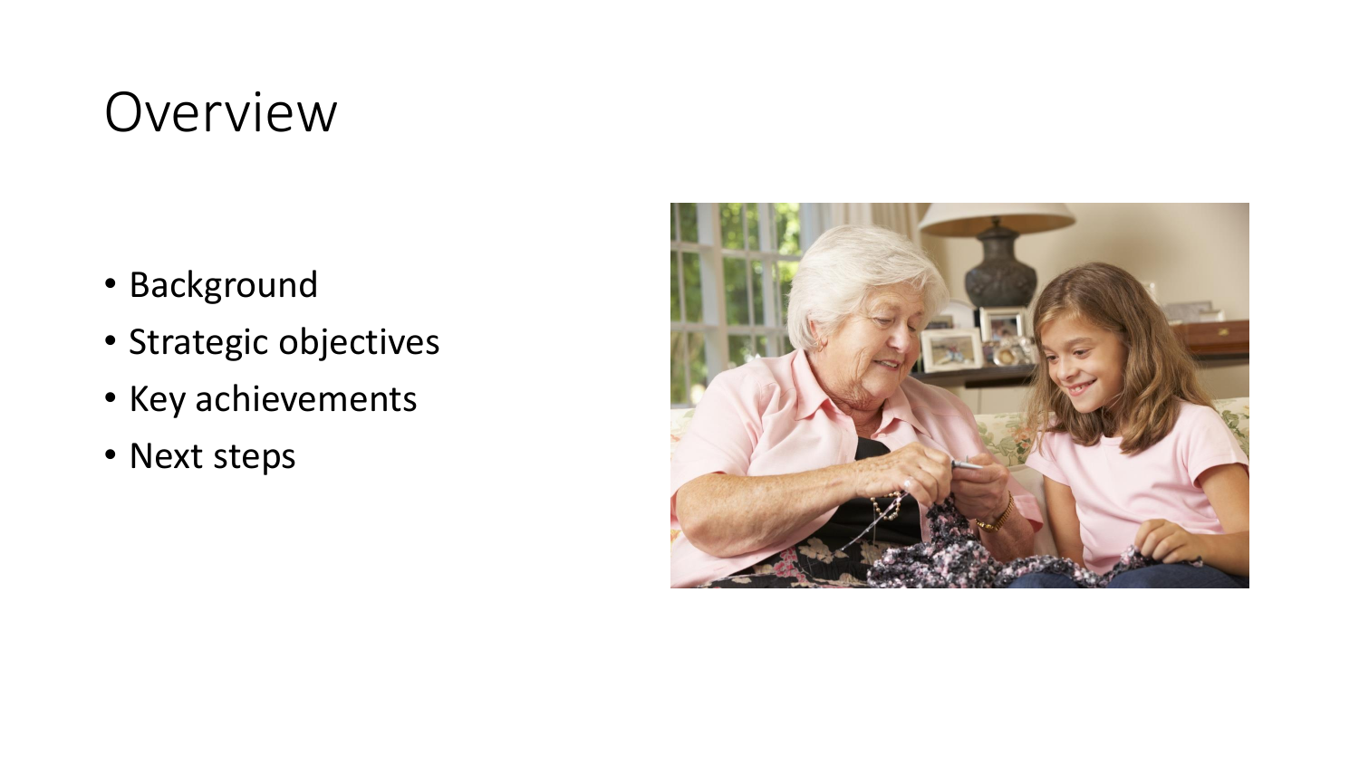# Overview

- Background
- Strategic objectives
- Key achievements
- Next steps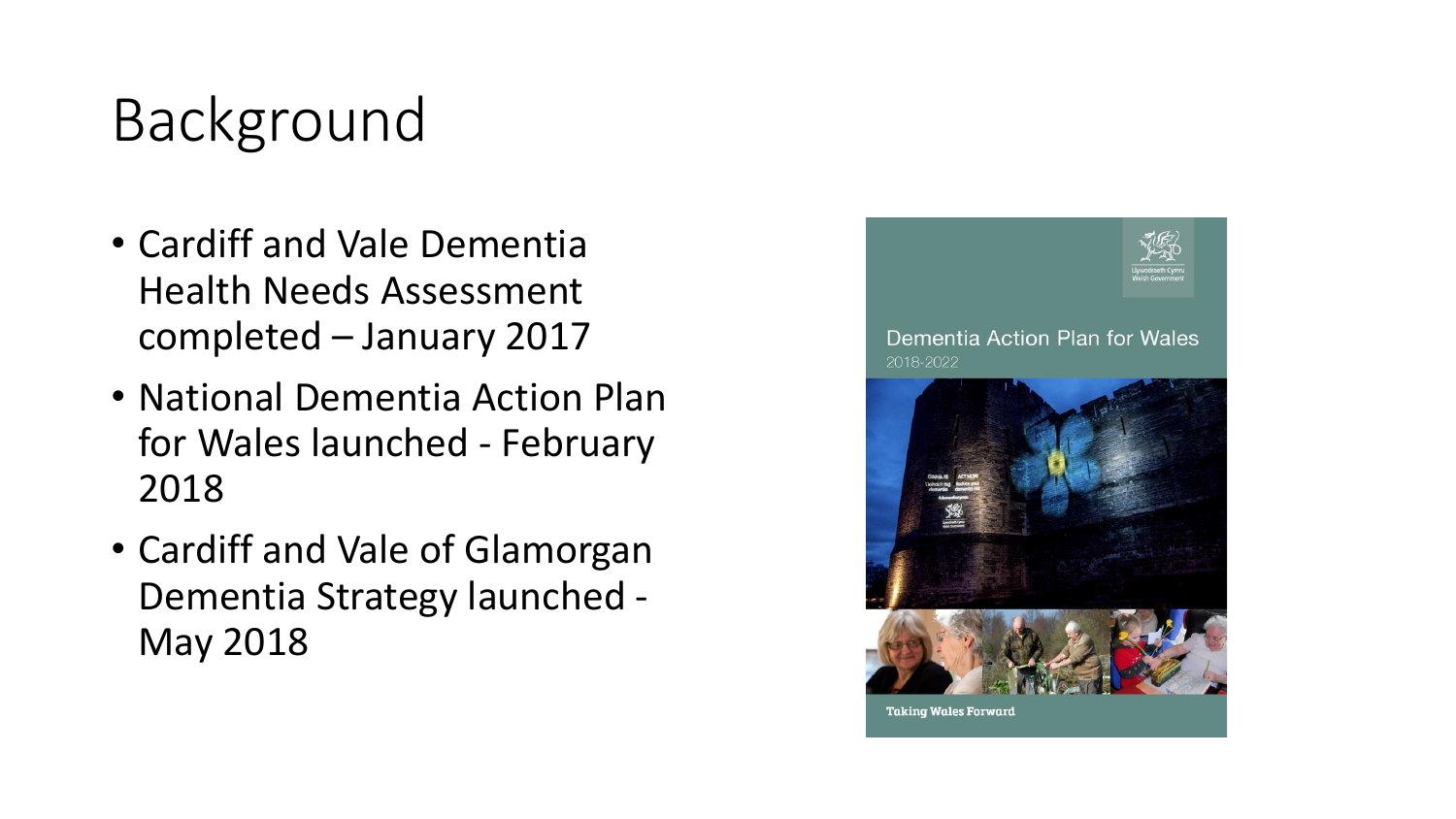# Background

- Cardiff and Vale Dementia Health Needs Assessment completed – January 2017
- National Dementia Action Plan for Wales launched - February 2018
- Cardiff and Vale of Glamorgan Dementia Strategy launched - May 2018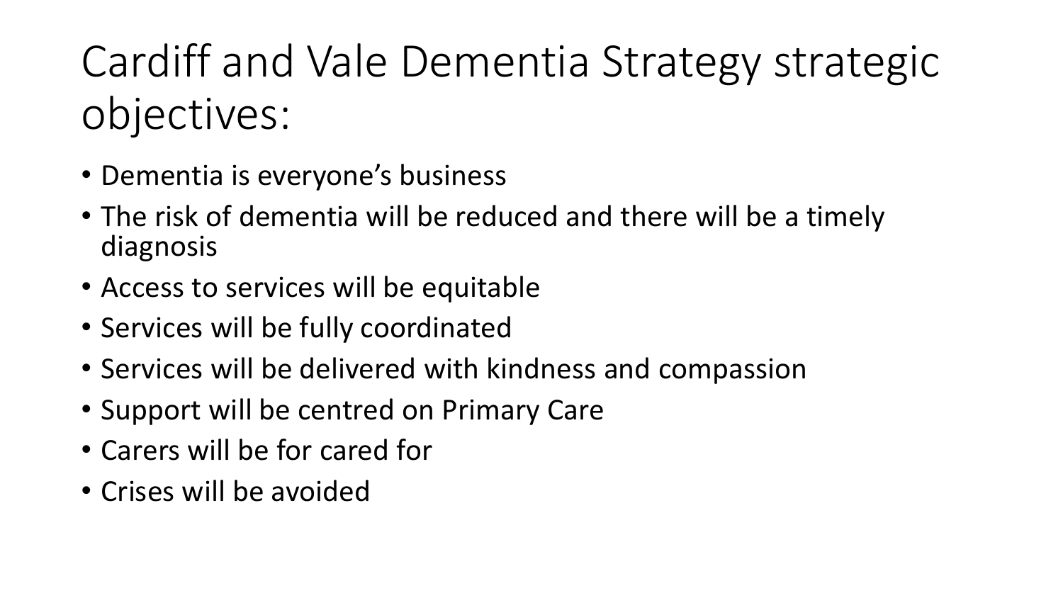# Cardiff and Vale Dementia Strategy strategic objectives:

- Dementia is everyone's business
- The risk of dementia will be reduced and there will be a timely diagnosis
- Access to services will be equitable
- Services will be fully coordinated
- Services will be delivered with kindness and compassion
- Support will be centred on Primary Care
- Carers will be for cared for
- Crises will be avoided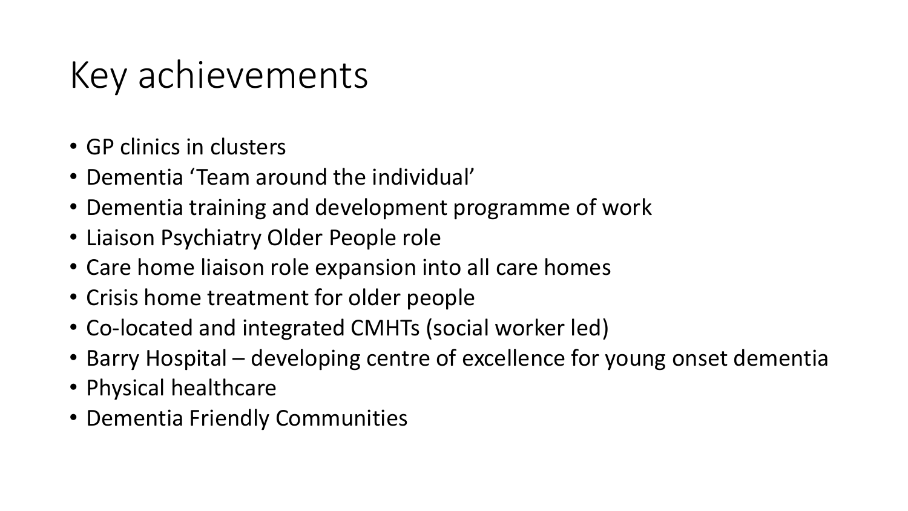# Key achievements

- GP clinics in clusters
- Dementia 'Team around the individual'
- Dementia training and development programme of work
- Liaison Psychiatry Older People role
- Care home liaison role expansion into all care homes
- Crisis home treatment for older people
- Co-located and integrated CMHTs (social worker led)
- Barry Hospital – developing centre of excellence for young onset dementia
- Physical healthcare
- Dementia Friendly Communities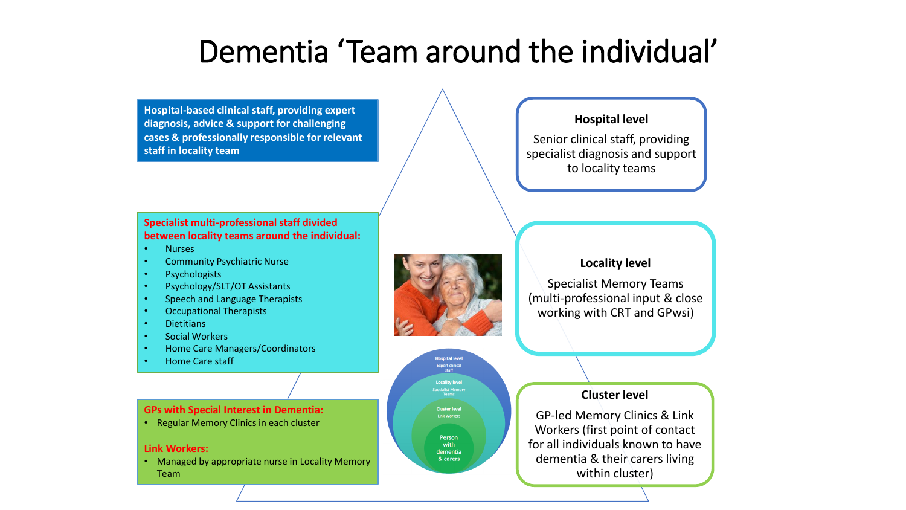# Dementia 'Team around the individual'

**Hospital-based clinical staff, providing expert diagnosis, advice & support for challenging cases & professionally responsible for relevant staff in locality team**

**Specialist multi-professional staff divided between locality teams around the individual:**

- Nurses
- Community Psychiatric Nurse
- Psychologists
- Psychology/SLT/OT Assistants
- Speech and Language Therapists
- Occupational Therapists
- Dietitians
- Social Workers
- Home Care Managers/Coordinators
- Home Care staff

**GPs with Special Interest in Dementia:**

- Regular Memory Clinics in each cluster

**Link Workers:**

- Managed by appropriate nurse in Locality Memory Team

**Hospital level**

Senior clinical staff, providing specialist diagnosis and support to locality teams

**Locality level**

Specialist Memory Teams (multi-professional input & close working with CRT and GPwsi)

**Cluster level**

GP-led Memory Clinics & Link Workers (first point of contact for all individuals known to have dementia & their carers living within cluster)

Hospital level – Expert clinical staff

Locality level – Specialist Memory Teams

Cluster level – Link Workers

Person with dementia & carers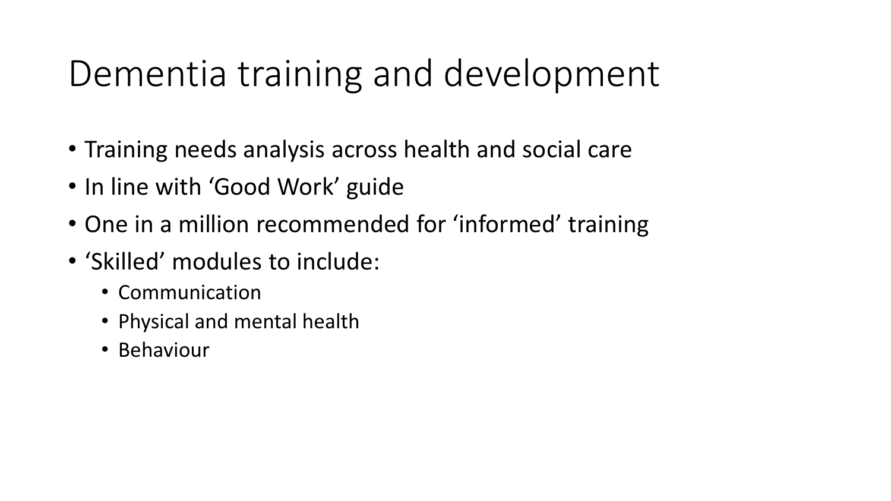# Dementia training and development

- Training needs analysis across health and social care
- In line with 'Good Work' guide
- One in a million recommended for 'informed' training
- 'Skilled' modules to include:
  - Communication
  - Physical and mental health
  - Behaviour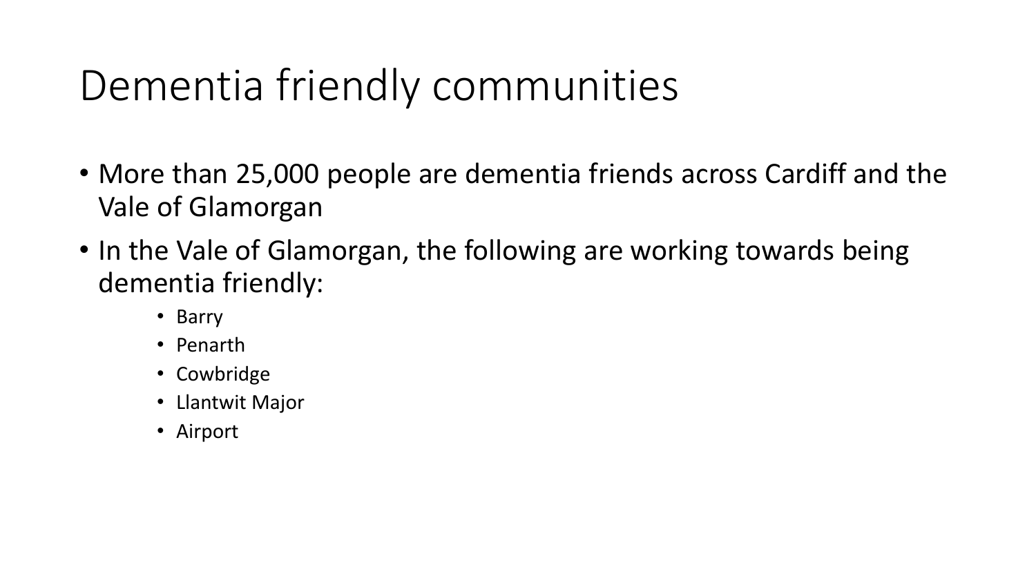# Dementia friendly communities

- More than 25,000 people are dementia friends across Cardiff and the Vale of Glamorgan
- In the Vale of Glamorgan, the following are working towards being dementia friendly:
  - Barry
  - Penarth
  - Cowbridge
  - Llantwit Major
  - Airport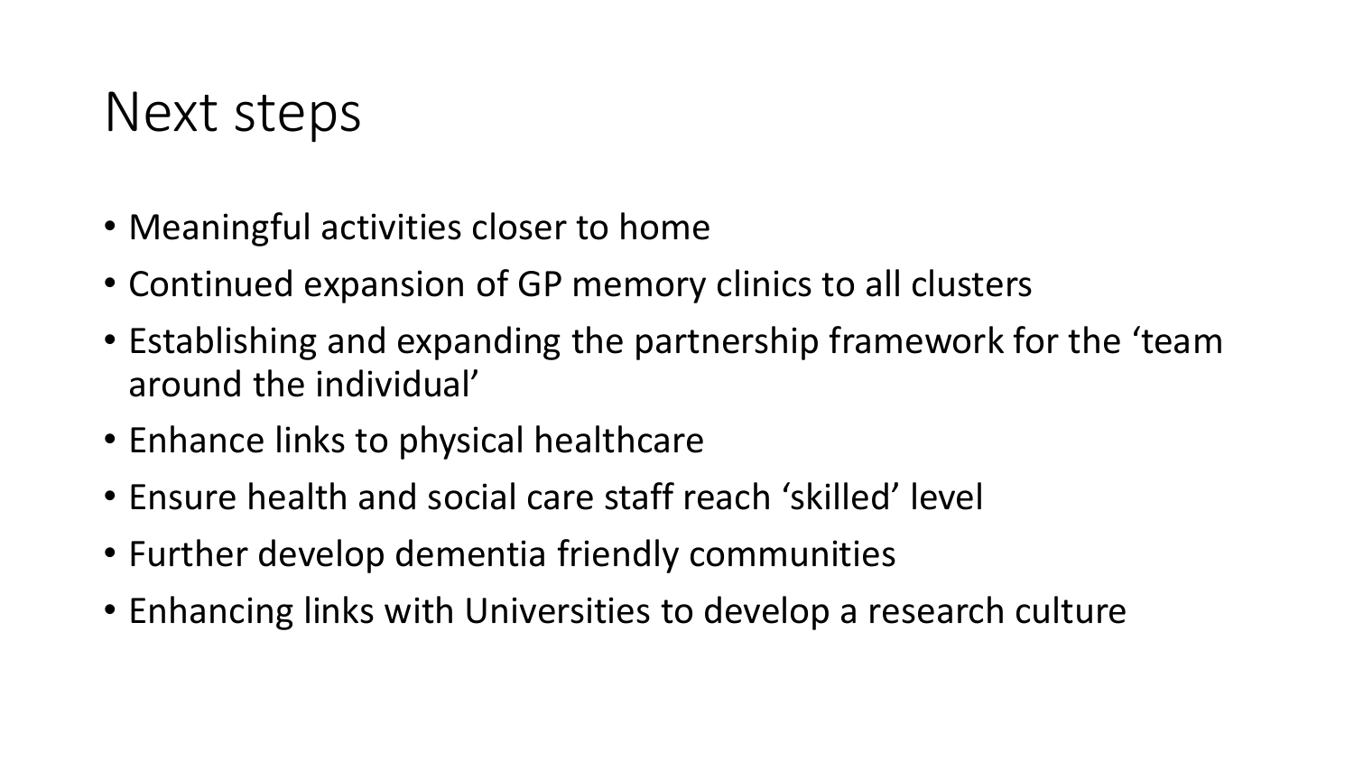# Next steps

- Meaningful activities closer to home
- Continued expansion of GP memory clinics to all clusters
- Establishing and expanding the partnership framework for the ‘team around the individual’
- Enhance links to physical healthcare
- Ensure health and social care staff reach ‘skilled’ level
- Further develop dementia friendly communities
- Enhancing links with Universities to develop a research culture